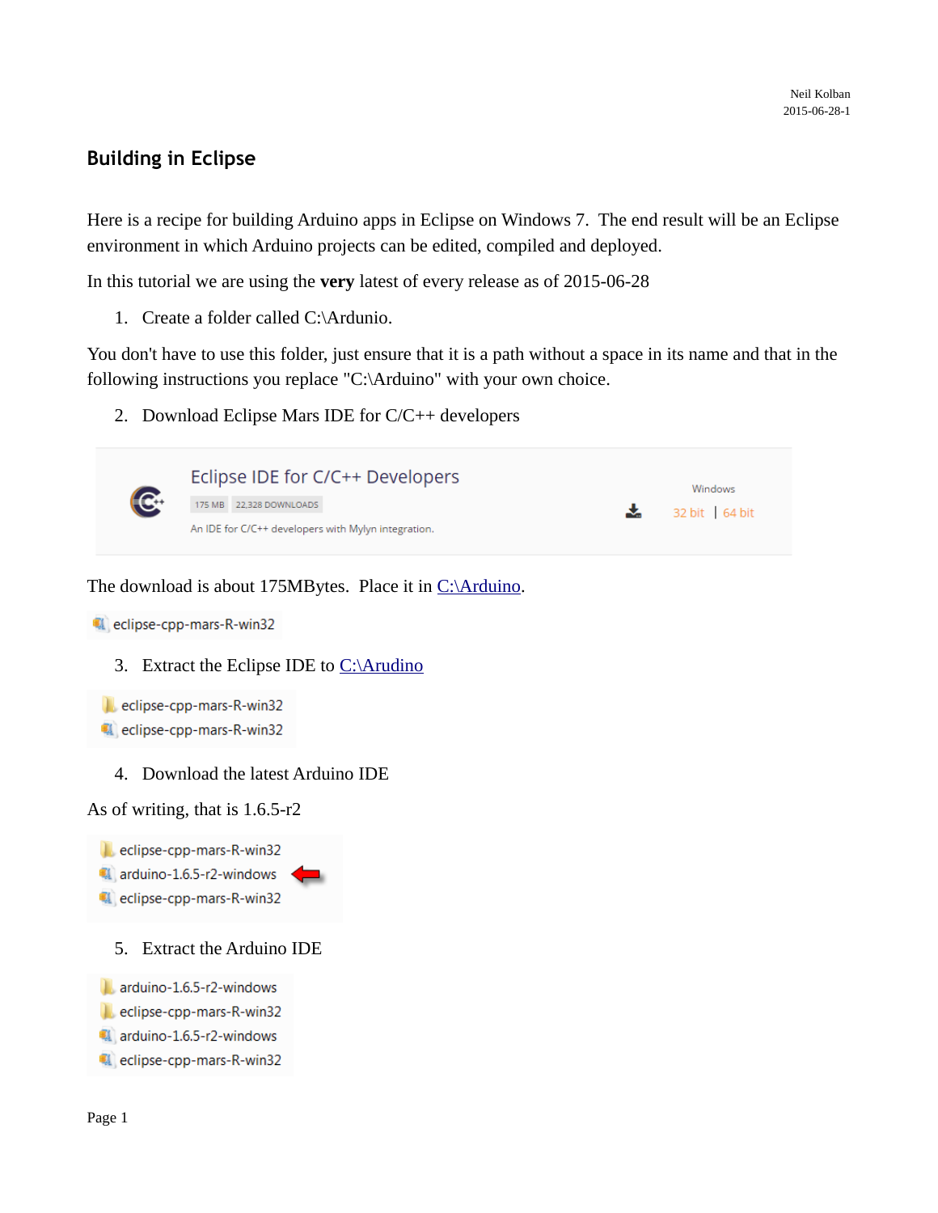Neil Kolban
2015-06-28-1

# Building in Eclipse

Here is a recipe for building Arduino apps in Eclipse on Windows 7. The end result will be an Eclipse environment in which Arduino projects can be edited, compiled and deployed.

In this tutorial we are using the **very** latest of every release as of 2015-06-28

1. Create a folder called C:\Ardunio.

You don't have to use this folder, just ensure that it is a path without a space in its name and that in the following instructions you replace "C:\Arduino" with your own choice.

2. Download Eclipse Mars IDE for C/C++ developers

Eclipse IDE for C/C++ Developers
175 MB | 22,328 DOWNLOADS
An IDE for C/C++ developers with Mylyn integration.
Windows
32 bit | 64 bit

The download is about 175MBytes. Place it in C:\Arduino.

eclipse-cpp-mars-R-win32

3. Extract the Eclipse IDE to C:\Arudino

eclipse-cpp-mars-R-win32
eclipse-cpp-mars-R-win32

4. Download the latest Arduino IDE

As of writing, that is 1.6.5-r2

eclipse-cpp-mars-R-win32
arduino-1.6.5-r2-windows
eclipse-cpp-mars-R-win32

5. Extract the Arduino IDE

arduino-1.6.5-r2-windows
eclipse-cpp-mars-R-win32
arduino-1.6.5-r2-windows
eclipse-cpp-mars-R-win32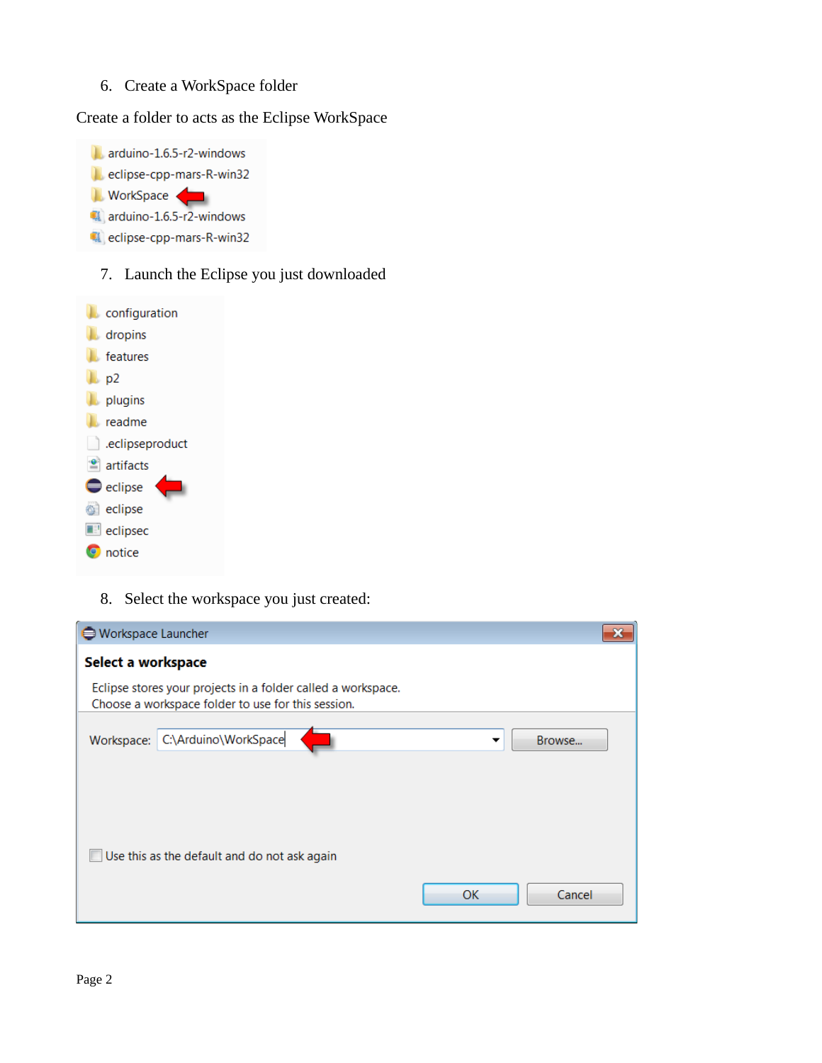6. Create a WorkSpace folder

Create a folder to acts as the Eclipse WorkSpace

- arduino-1.6.5-r2-windows
- eclipse-cpp-mars-R-win32
- WorkSpace
- arduino-1.6.5-r2-windows
- eclipse-cpp-mars-R-win32

7. Launch the Eclipse you just downloaded

- configuration
- dropins
- features
- p2
- plugins
- readme
- .eclipseproduct
- artifacts
- eclipse
- eclipse
- eclipsec
- notice

8. Select the workspace you just created:

**Workspace Launcher**

**Select a workspace**

Eclipse stores your projects in a folder called a workspace.
Choose a workspace folder to use for this session.

Workspace: C:\Arduino\WorkSpace [Browse...]

☐ Use this as the default and do not ask again

[OK] [Cancel]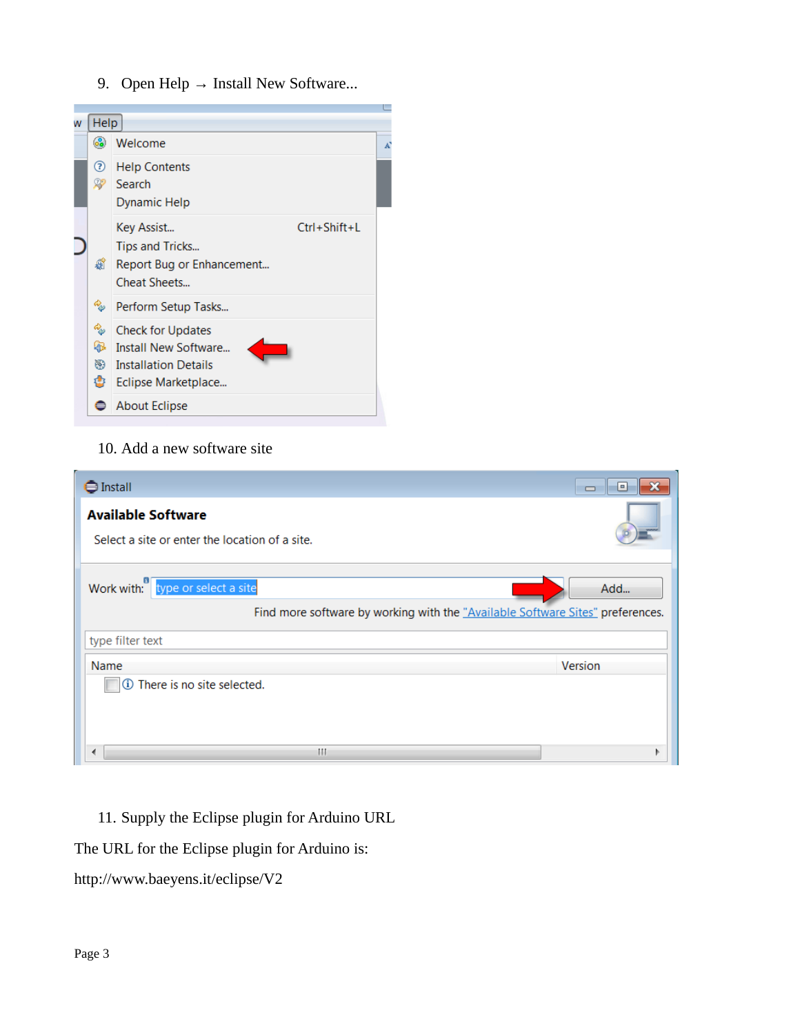9. Open Help → Install New Software...

10. Add a new software site

11. Supply the Eclipse plugin for Arduino URL

The URL for the Eclipse plugin for Arduino is:

http://www.baeyens.it/eclipse/V2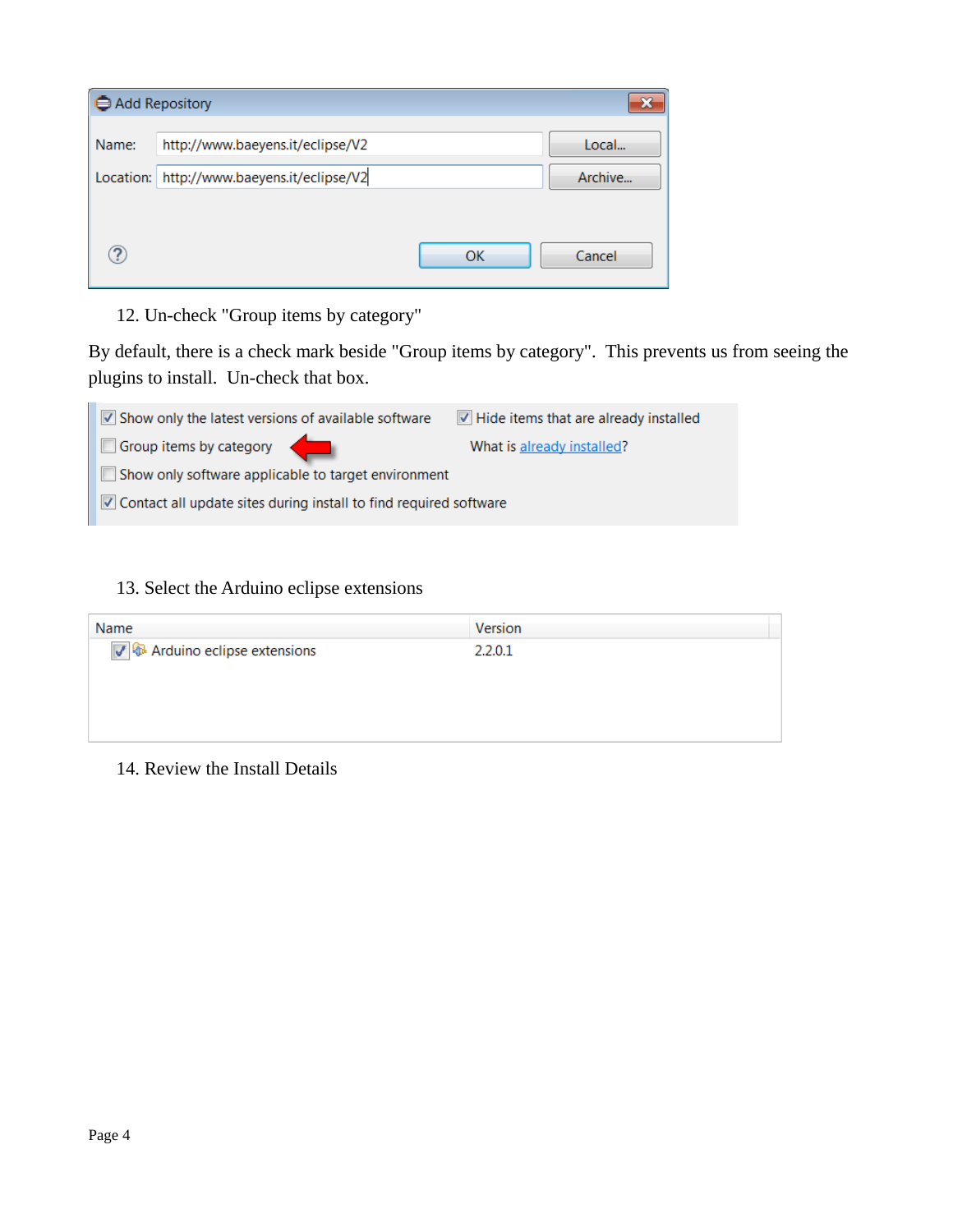Add Repository

Name: http://www.baeyens.it/eclipse/V2

Location: http://www.baeyens.it/eclipse/V2

12. Un-check "Group items by category"

By default, there is a check mark beside "Group items by category". This prevents us from seeing the plugins to install. Un-check that box.

- [x] Show only the latest versions of available software
- [x] Hide items that are already installed
- [ ] Group items by category
- [ ] Show only software applicable to target environment
- [x] Contact all update sites during install to find required software

What is already installed?

13. Select the Arduino eclipse extensions

| Name | Version |
|---|---|
| Arduino eclipse extensions | 2.2.0.1 |

14. Review the Install Details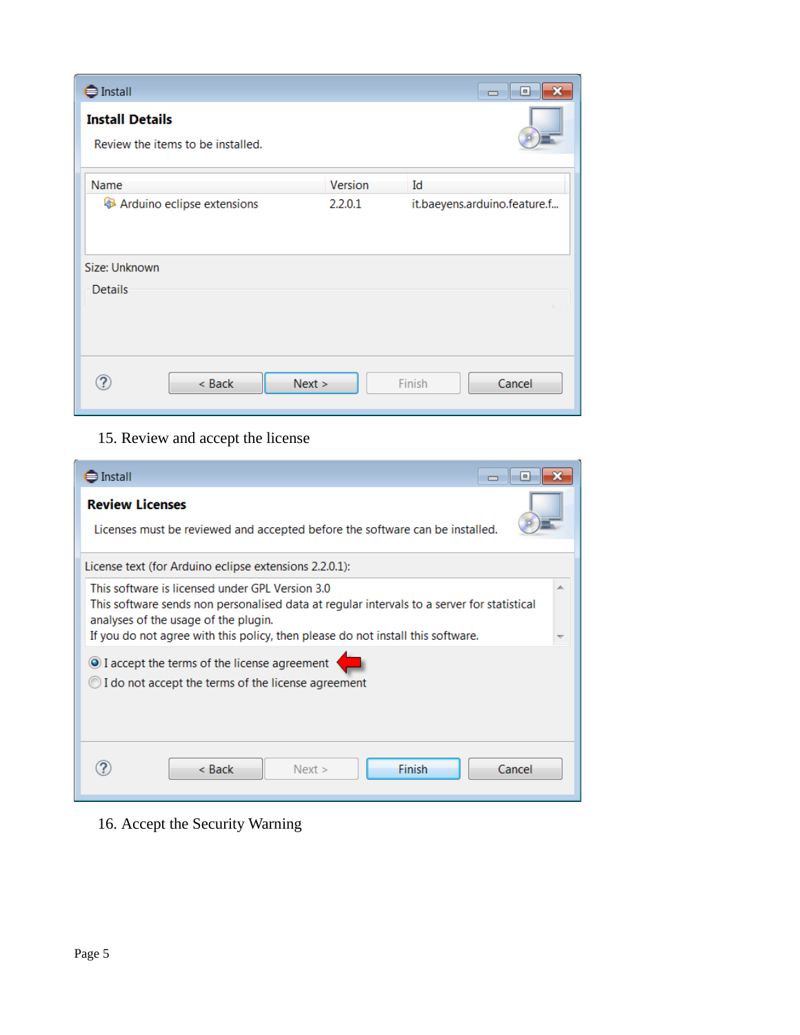15. Review and accept the license

16. Accept the Security Warning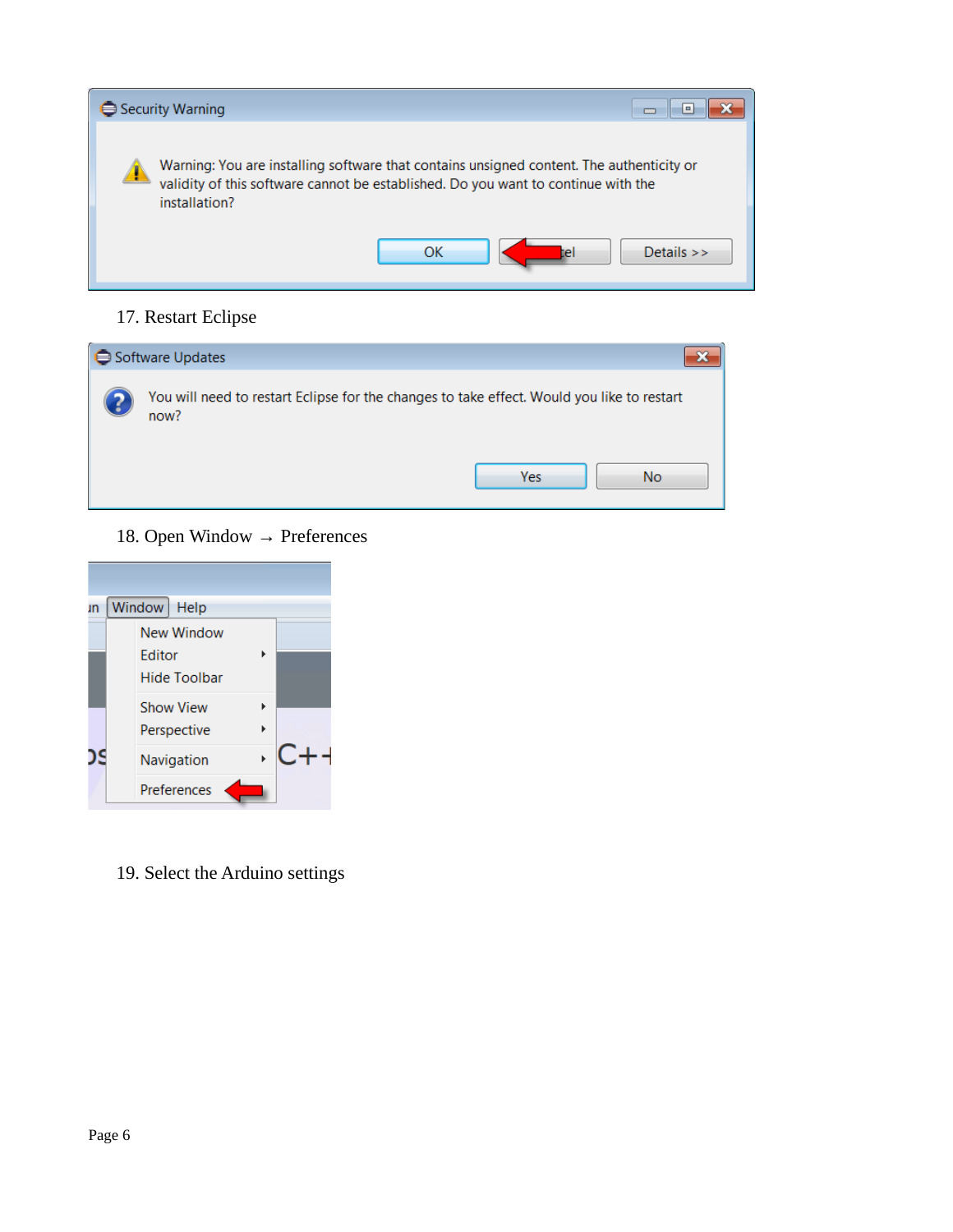17. Restart Eclipse

18. Open Window → Preferences

19. Select the Arduino settings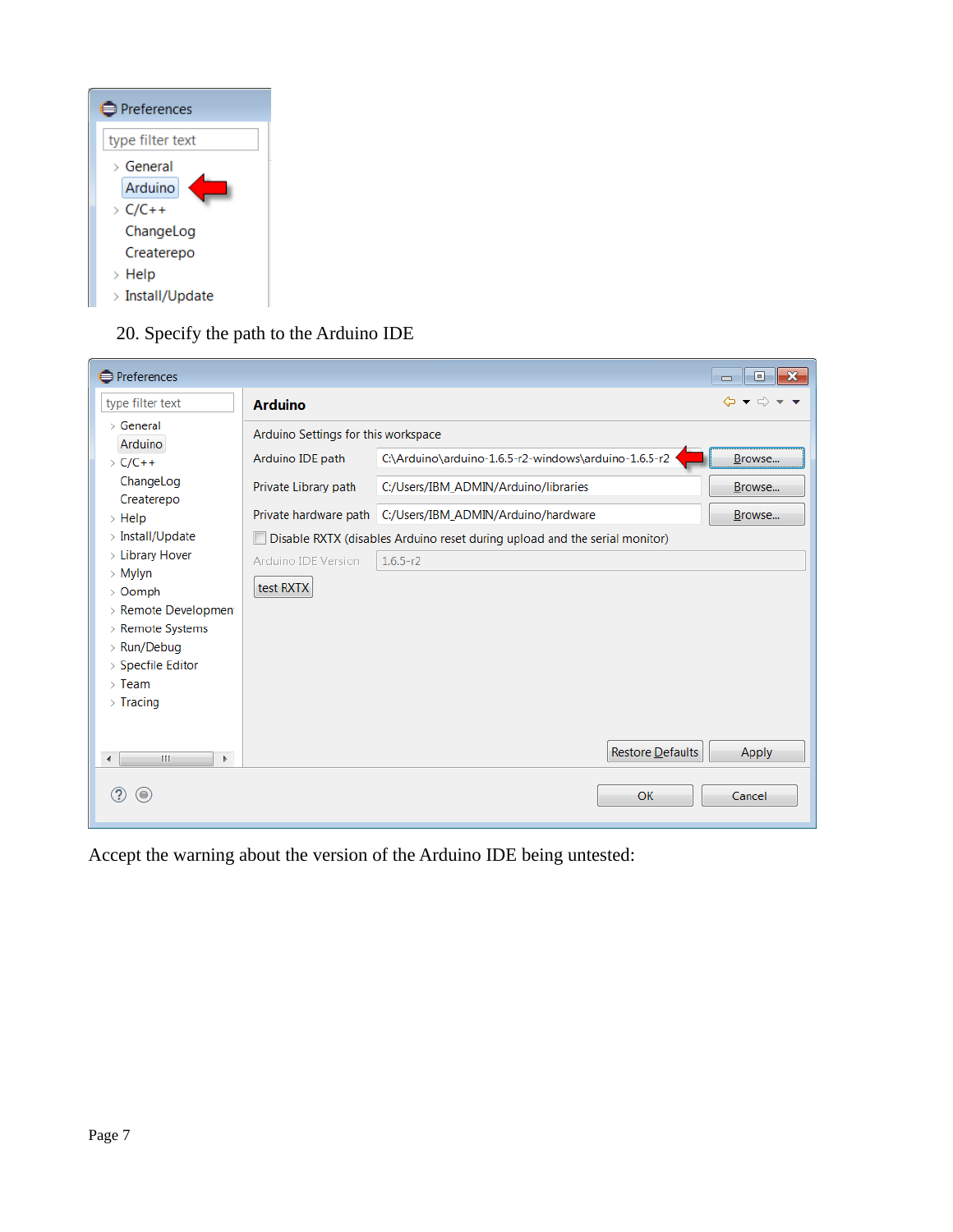20. Specify the path to the Arduino IDE

Accept the warning about the version of the Arduino IDE being untested: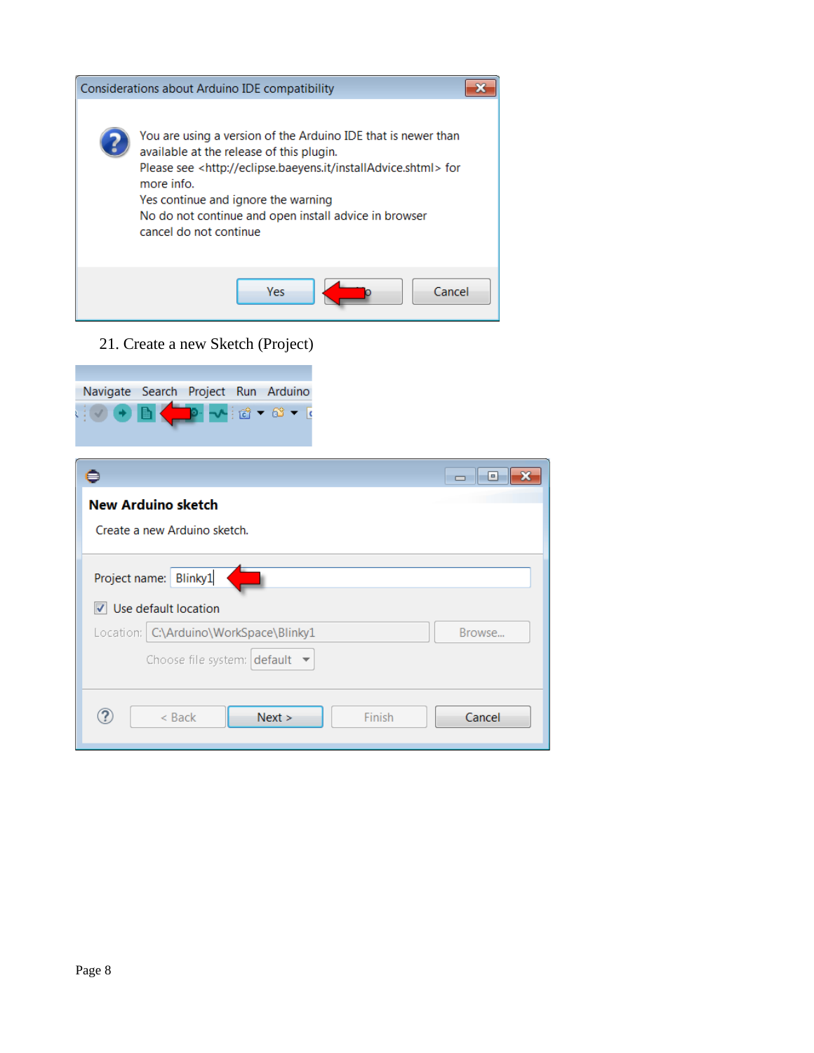Considerations about Arduino IDE compatibility

You are using a version of the Arduino IDE that is newer than available at the release of this plugin.
Please see <http://eclipse.baeyens.it/installAdvice.shtml> for more info.
Yes continue and ignore the warning
No do not continue and open install advice in browser
cancel do not continue

Yes | No | Cancel

21. Create a new Sketch (Project)

Navigate Search Project Run Arduino

New Arduino sketch

Create a new Arduino sketch.

Project name: Blinky1

Use default location

Location: C:\Arduino\WorkSpace\Blinky1 Browse...

Choose file system: default

< Back | Next > | Finish | Cancel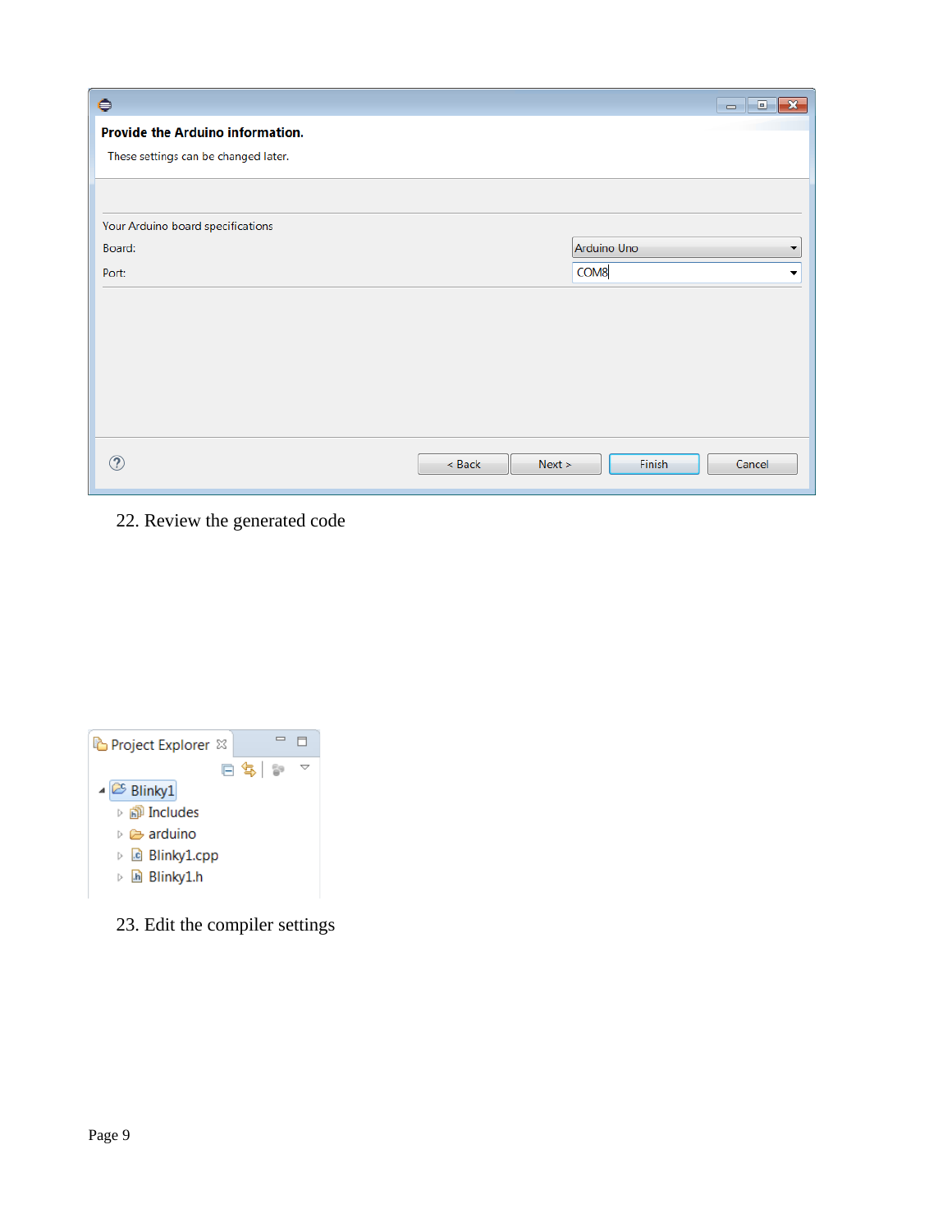Provide the Arduino information.

These settings can be changed later.

Your Arduino board specifications

Board: Arduino Uno

Port: COM8

< Back | Next > | Finish | Cancel

22. Review the generated code

Project Explorer

- Blinky1
  - Includes
  - arduino
  - Blinky1.cpp
  - Blinky1.h

23. Edit the compiler settings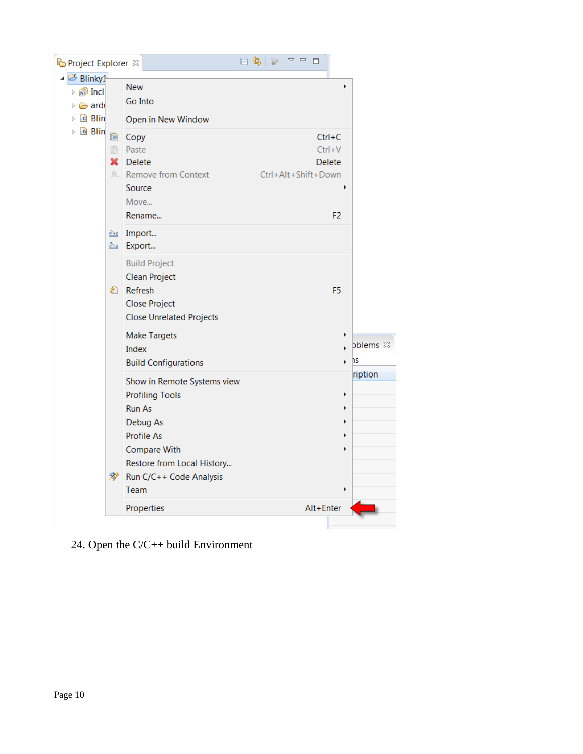24. Open the C/C++ build Environment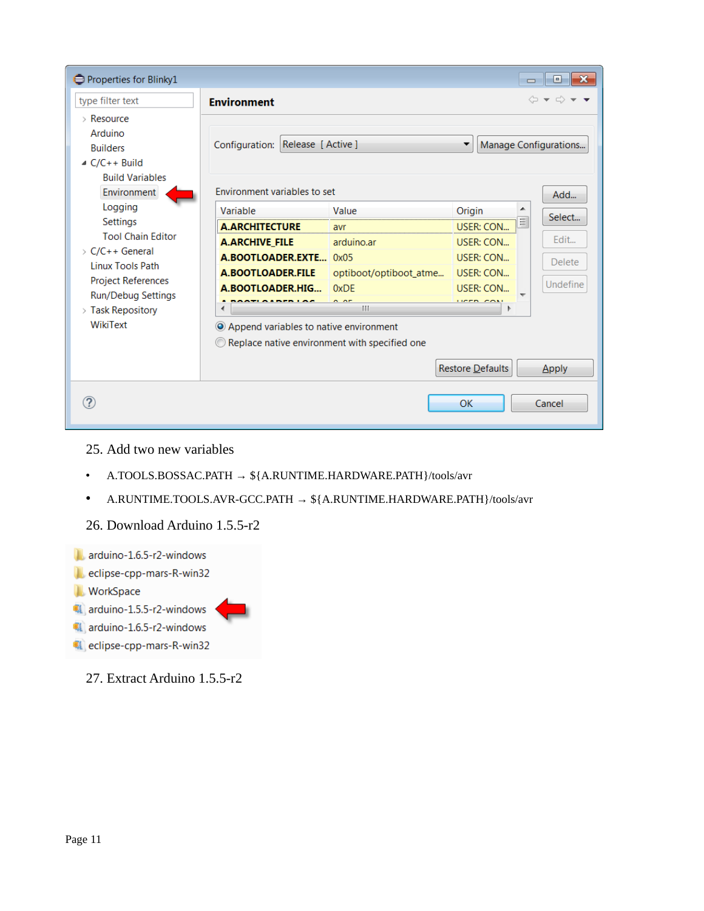25. Add two new variables

- A.TOOLS.BOSSAC.PATH → ${A.RUNTIME.HARDWARE.PATH}/tools/avr
- A.RUNTIME.TOOLS.AVR-GCC.PATH → ${A.RUNTIME.HARDWARE.PATH}/tools/avr

26. Download Arduino 1.5.5-r2

27. Extract Arduino 1.5.5-r2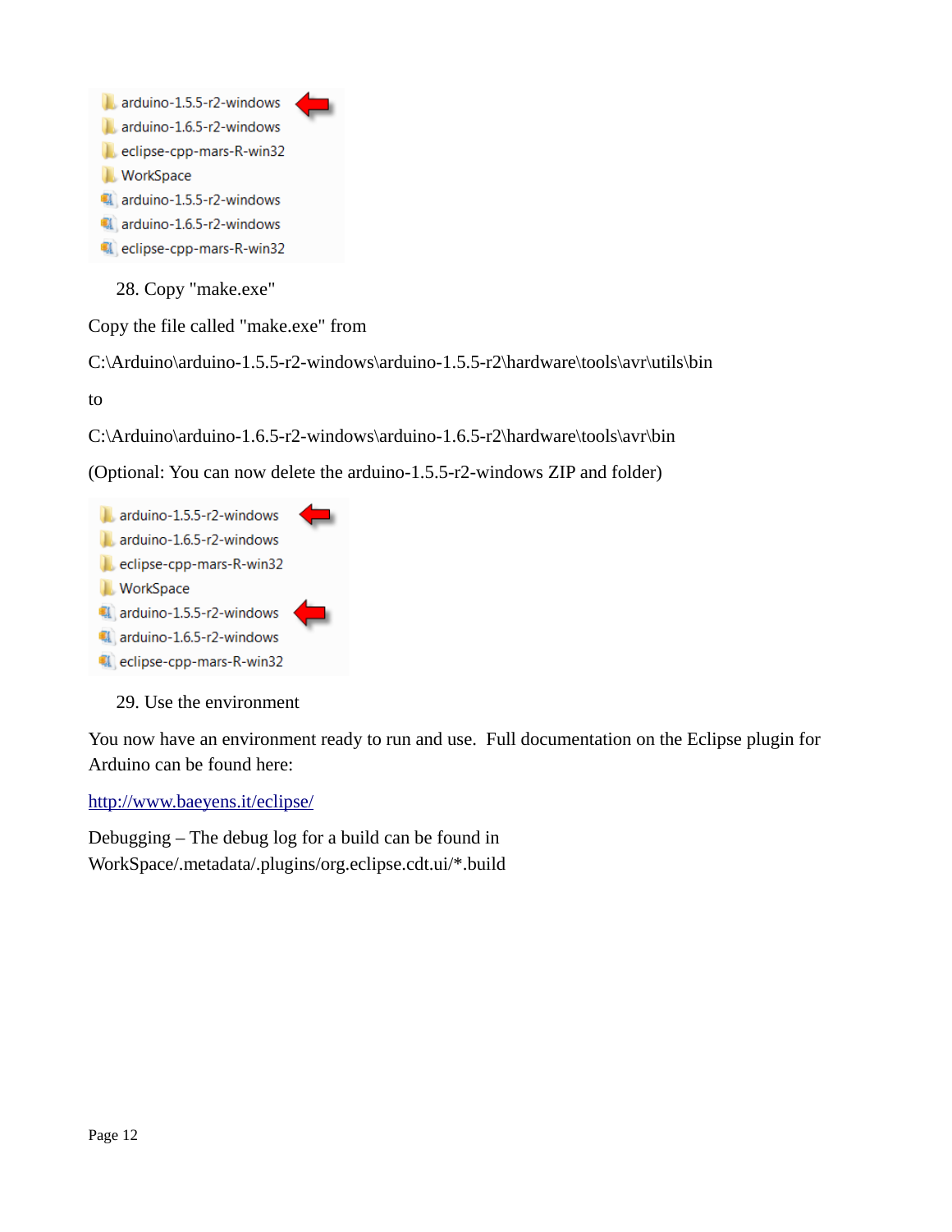arduino-1.5.5-r2-windows
arduino-1.6.5-r2-windows
eclipse-cpp-mars-R-win32
WorkSpace
arduino-1.5.5-r2-windows
arduino-1.6.5-r2-windows
eclipse-cpp-mars-R-win32

28. Copy "make.exe"

Copy the file called "make.exe" from

C:\Arduino\arduino-1.5.5-r2-windows\arduino-1.5.5-r2\hardware\tools\avr\utils\bin

to

C:\Arduino\arduino-1.6.5-r2-windows\arduino-1.6.5-r2\hardware\tools\avr\bin

(Optional: You can now delete the arduino-1.5.5-r2-windows ZIP and folder)

arduino-1.5.5-r2-windows
arduino-1.6.5-r2-windows
eclipse-cpp-mars-R-win32
WorkSpace
arduino-1.5.5-r2-windows
arduino-1.6.5-r2-windows
eclipse-cpp-mars-R-win32

29. Use the environment

You now have an environment ready to run and use. Full documentation on the Eclipse plugin for Arduino can be found here:

[http://www.baeyens.it/eclipse/](http://www.baeyens.it/eclipse/)

Debugging – The debug log for a build can be found in WorkSpace/.metadata/.plugins/org.eclipse.cdt.ui/*.build